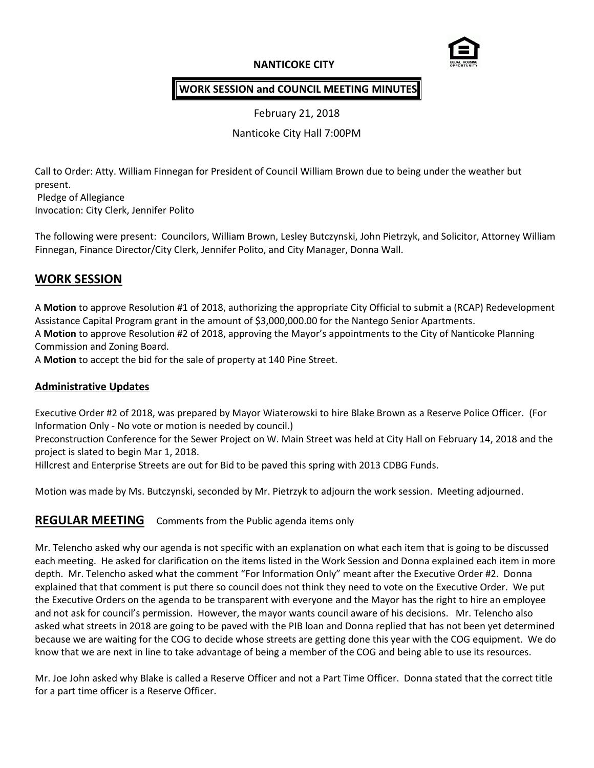**NANTICOKE CITY**

**WORK SESSION and COUNCIL MEETING MINUTES**

February 21, 2018

Nanticoke City Hall 7:00PM

Call to Order: Atty. William Finnegan for President of Council William Brown due to being under the weather but present.
Pledge of Allegiance
Invocation: City Clerk, Jennifer Polito

The following were present: Councilors, William Brown, Lesley Butczynski, John Pietrzyk, and Solicitor, Attorney William Finnegan, Finance Director/City Clerk, Jennifer Polito, and City Manager, Donna Wall.

## WORK SESSION

A **Motion** to approve Resolution #1 of 2018, authorizing the appropriate City Official to submit a (RCAP) Redevelopment Assistance Capital Program grant in the amount of $3,000,000.00 for the Nantego Senior Apartments.
A **Motion** to approve Resolution #2 of 2018, approving the Mayor's appointments to the City of Nanticoke Planning Commission and Zoning Board.
A **Motion** to accept the bid for the sale of property at 140 Pine Street.

### Administrative Updates

Executive Order #2 of 2018, was prepared by Mayor Wiaterowski to hire Blake Brown as a Reserve Police Officer. (For Information Only - No vote or motion is needed by council.)
Preconstruction Conference for the Sewer Project on W. Main Street was held at City Hall on February 14, 2018 and the project is slated to begin Mar 1, 2018.
Hillcrest and Enterprise Streets are out for Bid to be paved this spring with 2013 CDBG Funds.

Motion was made by Ms. Butczynski, seconded by Mr. Pietrzyk to adjourn the work session. Meeting adjourned.

## REGULAR MEETING

Comments from the Public agenda items only

Mr. Telencho asked why our agenda is not specific with an explanation on what each item that is going to be discussed each meeting. He asked for clarification on the items listed in the Work Session and Donna explained each item in more depth. Mr. Telencho asked what the comment "For Information Only" meant after the Executive Order #2. Donna explained that that comment is put there so council does not think they need to vote on the Executive Order. We put the Executive Orders on the agenda to be transparent with everyone and the Mayor has the right to hire an employee and not ask for council's permission. However, the mayor wants council aware of his decisions. Mr. Telencho also asked what streets in 2018 are going to be paved with the PIB loan and Donna replied that has not been yet determined because we are waiting for the COG to decide whose streets are getting done this year with the COG equipment. We do know that we are next in line to take advantage of being a member of the COG and being able to use its resources.

Mr. Joe John asked why Blake is called a Reserve Officer and not a Part Time Officer. Donna stated that the correct title for a part time officer is a Reserve Officer.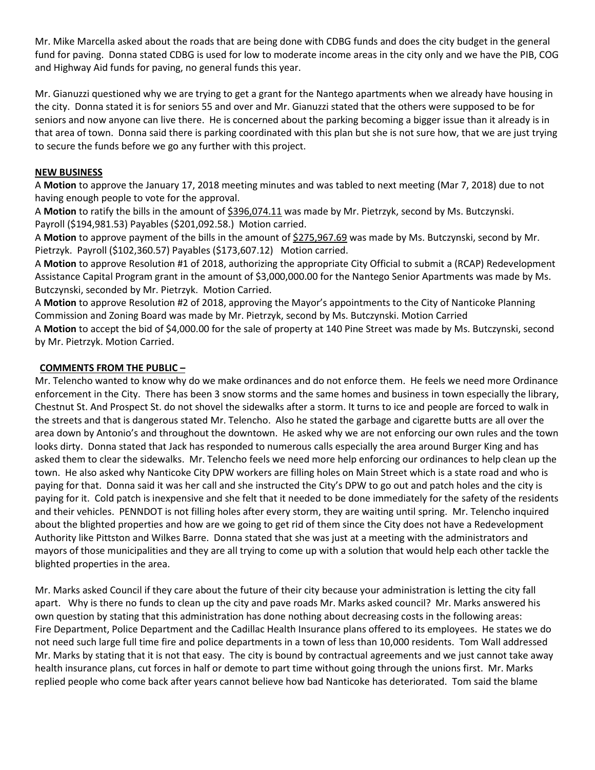Mr. Mike Marcella asked about the roads that are being done with CDBG funds and does the city budget in the general fund for paving. Donna stated CDBG is used for low to moderate income areas in the city only and we have the PIB, COG and Highway Aid funds for paving, no general funds this year.

Mr. Gianuzzi questioned why we are trying to get a grant for the Nantego apartments when we already have housing in the city. Donna stated it is for seniors 55 and over and Mr. Gianuzzi stated that the others were supposed to be for seniors and now anyone can live there. He is concerned about the parking becoming a bigger issue than it already is in that area of town. Donna said there is parking coordinated with this plan but she is not sure how, that we are just trying to secure the funds before we go any further with this project.

**NEW BUSINESS**

A **Motion** to approve the January 17, 2018 meeting minutes and was tabled to next meeting (Mar 7, 2018) due to not having enough people to vote for the approval.

A **Motion** to ratify the bills in the amount of $396,074.11 was made by Mr. Pietrzyk, second by Ms. Butczynski. Payroll ($194,981.53) Payables ($201,092.58.) Motion carried.

A **Motion** to approve payment of the bills in the amount of $275,967.69 was made by Ms. Butczynski, second by Mr. Pietrzyk. Payroll ($102,360.57) Payables ($173,607.12) Motion carried.

A **Motion** to approve Resolution #1 of 2018, authorizing the appropriate City Official to submit a (RCAP) Redevelopment Assistance Capital Program grant in the amount of $3,000,000.00 for the Nantego Senior Apartments was made by Ms. Butczynski, seconded by Mr. Pietrzyk. Motion Carried.

A **Motion** to approve Resolution #2 of 2018, approving the Mayor's appointments to the City of Nanticoke Planning Commission and Zoning Board was made by Mr. Pietrzyk, second by Ms. Butczynski. Motion Carried

A **Motion** to accept the bid of $4,000.00 for the sale of property at 140 Pine Street was made by Ms. Butczynski, second by Mr. Pietrzyk. Motion Carried.

**COMMENTS FROM THE PUBLIC –**

Mr. Telencho wanted to know why do we make ordinances and do not enforce them. He feels we need more Ordinance enforcement in the City. There has been 3 snow storms and the same homes and business in town especially the library, Chestnut St. And Prospect St. do not shovel the sidewalks after a storm. It turns to ice and people are forced to walk in the streets and that is dangerous stated Mr. Telencho. Also he stated the garbage and cigarette butts are all over the area down by Antonio's and throughout the downtown. He asked why we are not enforcing our own rules and the town looks dirty. Donna stated that Jack has responded to numerous calls especially the area around Burger King and has asked them to clear the sidewalks. Mr. Telencho feels we need more help enforcing our ordinances to help clean up the town. He also asked why Nanticoke City DPW workers are filling holes on Main Street which is a state road and who is paying for that. Donna said it was her call and she instructed the City's DPW to go out and patch holes and the city is paying for it. Cold patch is inexpensive and she felt that it needed to be done immediately for the safety of the residents and their vehicles. PENNDOT is not filling holes after every storm, they are waiting until spring. Mr. Telencho inquired about the blighted properties and how are we going to get rid of them since the City does not have a Redevelopment Authority like Pittston and Wilkes Barre. Donna stated that she was just at a meeting with the administrators and mayors of those municipalities and they are all trying to come up with a solution that would help each other tackle the blighted properties in the area.

Mr. Marks asked Council if they care about the future of their city because your administration is letting the city fall apart. Why is there no funds to clean up the city and pave roads Mr. Marks asked council? Mr. Marks answered his own question by stating that this administration has done nothing about decreasing costs in the following areas: Fire Department, Police Department and the Cadillac Health Insurance plans offered to its employees. He states we do not need such large full time fire and police departments in a town of less than 10,000 residents. Tom Wall addressed Mr. Marks by stating that it is not that easy. The city is bound by contractual agreements and we just cannot take away health insurance plans, cut forces in half or demote to part time without going through the unions first. Mr. Marks replied people who come back after years cannot believe how bad Nanticoke has deteriorated. Tom said the blame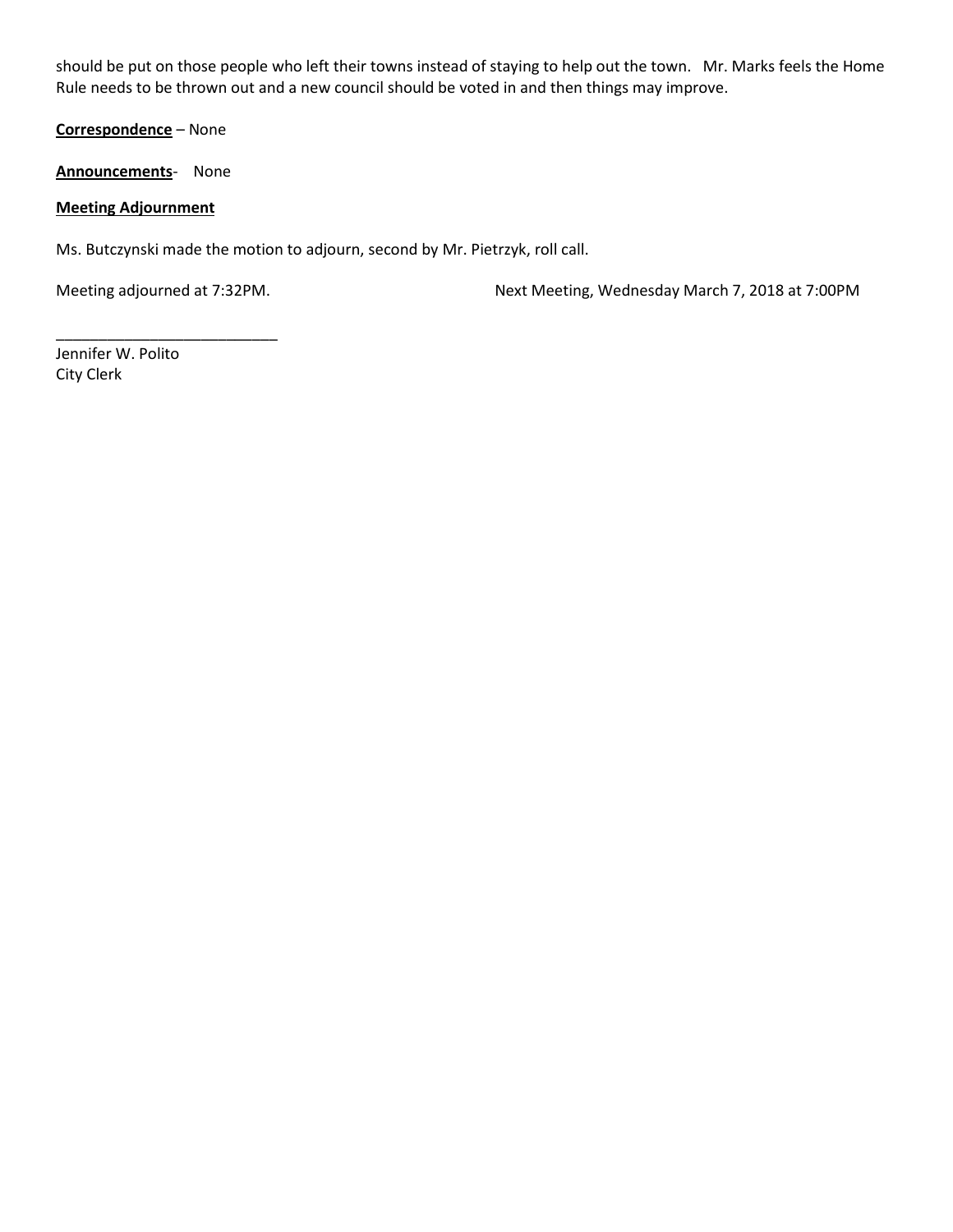should be put on those people who left their towns instead of staying to help out the town. Mr. Marks feels the Home Rule needs to be thrown out and a new council should be voted in and then things may improve.

**Correspondence** – None

**Announcements**- None

**Meeting Adjournment**

Ms. Butczynski made the motion to adjourn, second by Mr. Pietrzyk, roll call.

Meeting adjourned at 7:32PM. Next Meeting, Wednesday March 7, 2018 at 7:00PM

_________________________

Jennifer W. Polito
City Clerk